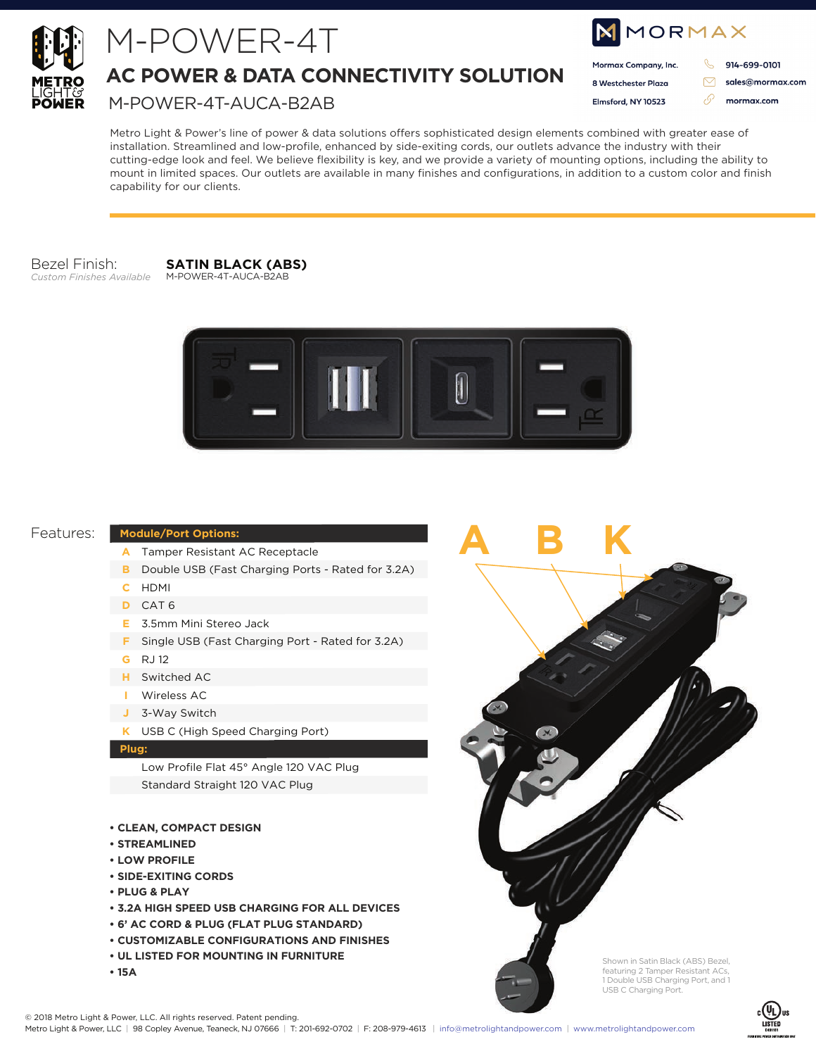# M-POWER-4T

## AC POWER & DATA CONNECTIVITY SOLUTION

M-POWER-4T-AUCA-B2AB

METRO LIGHT & POWER

MORMAX

Mormax Company, Inc.
8 Westchester Plaza
Elmsford, NY 10523

914-699-0101
sales@mormax.com
mormax.com

Metro Light & Power's line of power & data solutions offers sophisticated design elements combined with greater ease of installation. Streamlined and low-profile, enhanced by side-exiting cords, our outlets advance the industry with their cutting-edge look and feel. We believe flexibility is key, and we provide a variety of mounting options, including the ability to mount in limited spaces. Our outlets are available in many finishes and configurations, in addition to a custom color and finish capability for our clients.

Bezel Finish: **SATIN BLACK (ABS)**
*Custom Finishes Available*
M-POWER-4T-AUCA-B2AB

Features:

| Module/Port Options: | |
|---|---|
| A | Tamper Resistant AC Receptacle |
| B | Double USB (Fast Charging Ports - Rated for 3.2A) |
| C | HDMI |
| D | CAT 6 |
| E | 3.5mm Mini Stereo Jack |
| F | Single USB (Fast Charging Port - Rated for 3.2A) |
| G | RJ 12 |
| H | Switched AC |
| I | Wireless AC |
| J | 3-Way Switch |
| K | USB C (High Speed Charging Port) |
| **Plug:** | |
| | Low Profile Flat 45° Angle 120 VAC Plug |
| | Standard Straight 120 VAC Plug |

- CLEAN, COMPACT DESIGN
- STREAMLINED
- LOW PROFILE
- SIDE-EXITING CORDS
- PLUG & PLAY
- 3.2A HIGH SPEED USB CHARGING FOR ALL DEVICES
- 6' AC CORD & PLUG (FLAT PLUG STANDARD)
- CUSTOMIZABLE CONFIGURATIONS AND FINISHES
- UL LISTED FOR MOUNTING IN FURNITURE
- 15A

A B K

Shown in Satin Black (ABS) Bezel, featuring 2 Tamper Resistant ACs, 1 Double USB Charging Port, and 1 USB C Charging Port.

© 2018 Metro Light & Power, LLC. All rights reserved. Patent pending.
Metro Light & Power, LLC | 98 Copley Avenue, Teaneck, NJ 07666 | T: 201-692-0702 | F: 208-979-4613 | info@metrolightandpower.com | www.metrolightandpower.com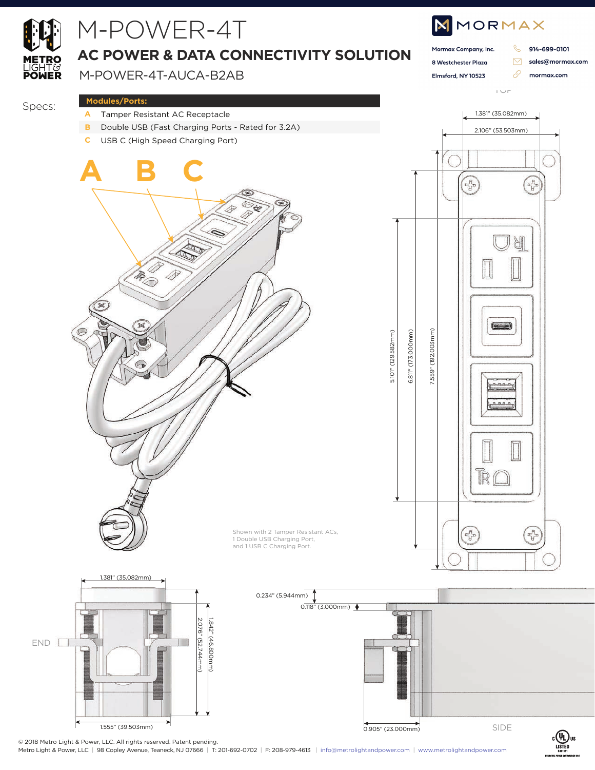METRO LIGHT & POWER

# M-POWER-4T

## AC POWER & DATA CONNECTIVITY SOLUTION

M-POWER-4T-AUCA-B2AB

MORMAX

Mormax Company, Inc.
8 Westchester Plaza
Elmsford, NY 10523

914-699-0101
sales@mormax.com
mormax.com

Specs:

**Modules/Ports:**

- **A** Tamper Resistant AC Receptacle
- **B** Double USB (Fast Charging Ports - Rated for 3.2A)
- **C** USB C (High Speed Charging Port)

A B C

Shown with 2 Tamper Resistant ACs, 1 Double USB Charging Port, and 1 USB C Charging Port.

TOP

1.381" (35.082mm)
2.106" (53.503mm)
5.101" (129.582mm)
6.811" (173.000mm)
7.559" (192.003mm)

END

1.381" (35.082mm)
2.076" (52.744mm)
1.842" (46.800mm)
1.555" (39.503mm)

SIDE

0.234" (5.944mm)
0.118" (3.000mm)
0.905" (23.000mm)

© 2018 Metro Light & Power, LLC. All rights reserved. Patent pending.
Metro Light & Power, LLC | 98 Copley Avenue, Teaneck, NJ 07666 | T: 201-692-0702 | F: 208-979-4613 | info@metrolightandpower.com | www.metrolightandpower.com

c UL us LISTED